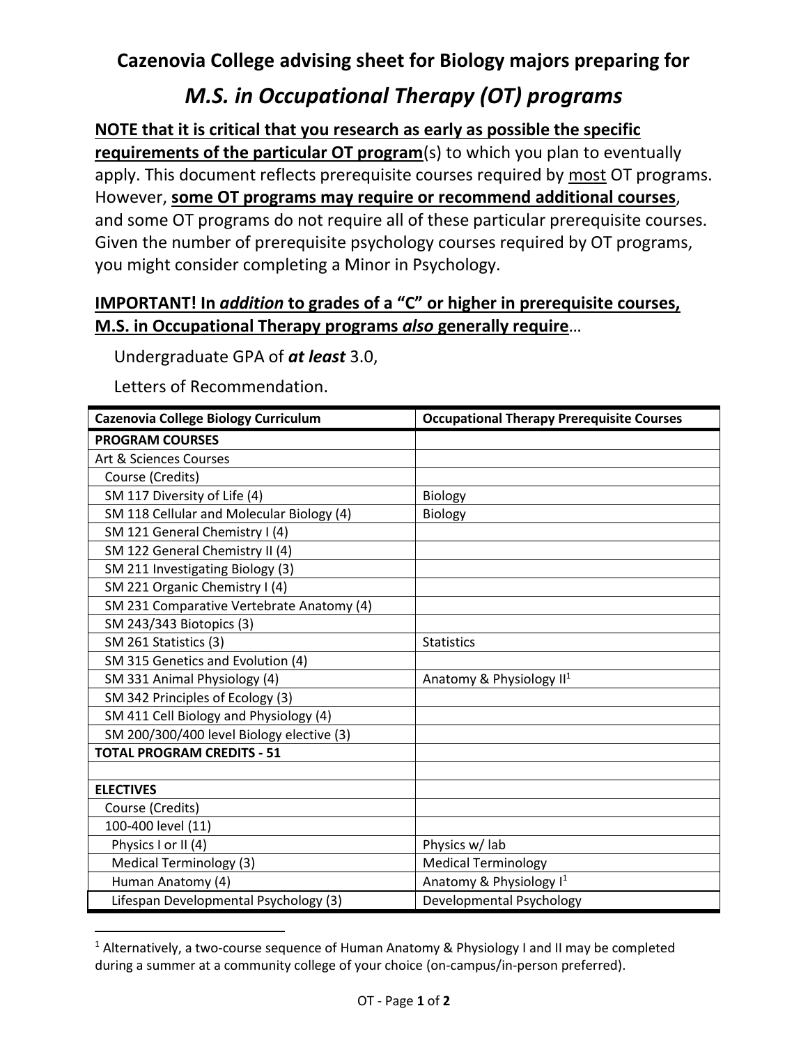# Cazenovia College advising sheet for Biology majors preparing for

## *M.S. in Occupational Therapy (OT) programs*

**NOTE that it is critical that you research as early as possible the specific requirements of the particular OT program**(s) to which you plan to eventually apply. This document reflects prerequisite courses required by most OT programs. However, **some OT programs may require or recommend additional courses**, and some OT programs do not require all of these particular prerequisite courses. Given the number of prerequisite psychology courses required by OT programs, you might consider completing a Minor in Psychology.

**IMPORTANT! In *addition* to grades of a "C" or higher in prerequisite courses, M.S. in Occupational Therapy programs *also* generally require**…

Undergraduate GPA of ***at least*** 3.0,

Letters of Recommendation.

| Cazenovia College Biology Curriculum | Occupational Therapy Prerequisite Courses |
|---|---|
| **PROGRAM COURSES** | |
| Art & Sciences Courses | |
| Course (Credits) | |
| SM 117 Diversity of Life (4) | Biology |
| SM 118 Cellular and Molecular Biology (4) | Biology |
| SM 121 General Chemistry I (4) | |
| SM 122 General Chemistry II (4) | |
| SM 211 Investigating Biology (3) | |
| SM 221 Organic Chemistry I (4) | |
| SM 231 Comparative Vertebrate Anatomy (4) | |
| SM 243/343 Biotopics (3) | |
| SM 261 Statistics (3) | Statistics |
| SM 315 Genetics and Evolution (4) | |
| SM 331 Animal Physiology (4) | Anatomy & Physiology II[1] |
| SM 342 Principles of Ecology (3) | |
| SM 411 Cell Biology and Physiology (4) | |
| SM 200/300/400 level Biology elective (3) | |
| **TOTAL PROGRAM CREDITS - 51** | |
| | |
| **ELECTIVES** | |
| Course (Credits) | |
| 100-400 level (11) | |
| Physics I or II (4) | Physics w/ lab |
| Medical Terminology (3) | Medical Terminology |
| Human Anatomy (4) | Anatomy & Physiology I[1] |
| Lifespan Developmental Psychology (3) | Developmental Psychology |

[1] Alternatively, a two-course sequence of Human Anatomy & Physiology I and II may be completed during a summer at a community college of your choice (on-campus/in-person preferred).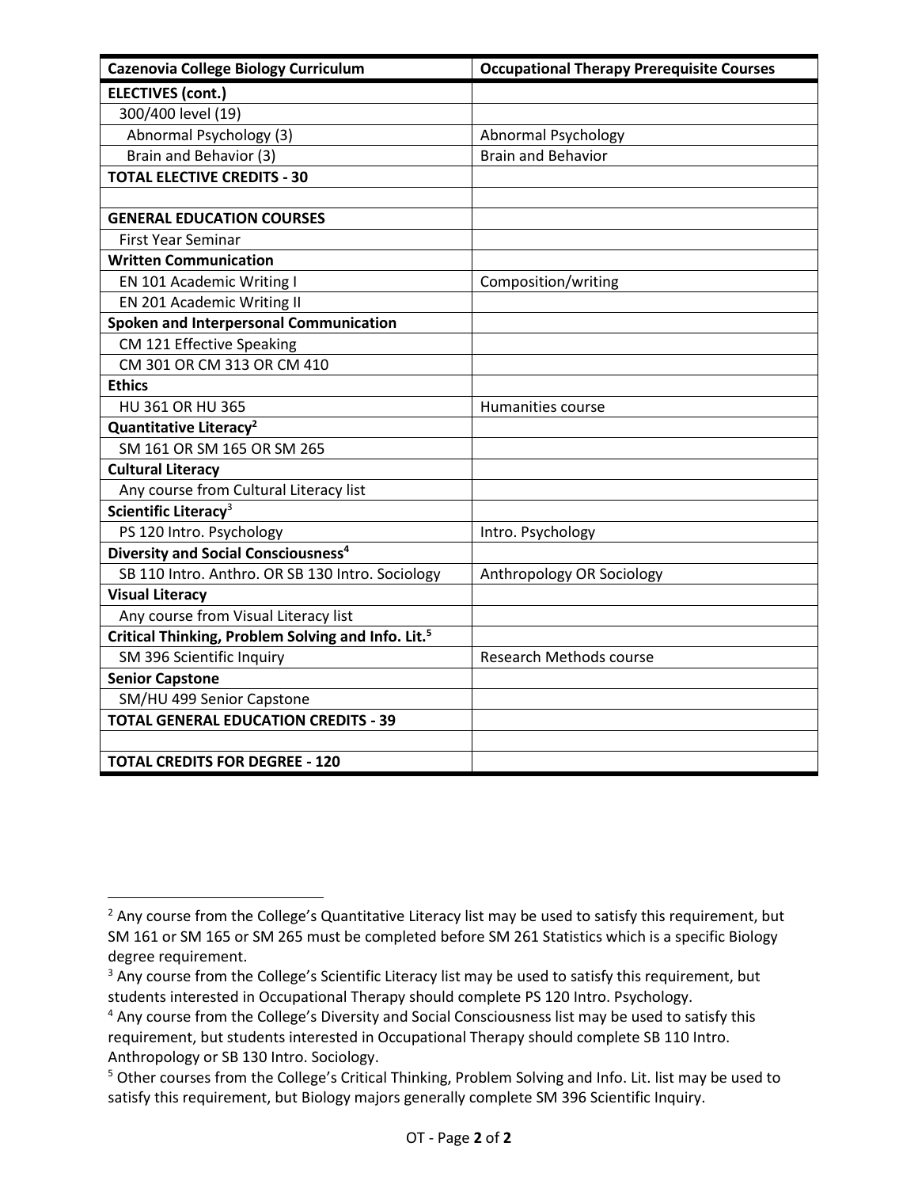| Cazenovia College Biology Curriculum | Occupational Therapy Prerequisite Courses |
|---|---|
| **ELECTIVES (cont.)** | |
| 300/400 level (19) | |
| Abnormal Psychology (3) | Abnormal Psychology |
| Brain and Behavior (3) | Brain and Behavior |
| **TOTAL ELECTIVE CREDITS - 30** | |
| | |
| **GENERAL EDUCATION COURSES** | |
| First Year Seminar | |
| **Written Communication** | |
| EN 101 Academic Writing I | Composition/writing |
| EN 201 Academic Writing II | |
| **Spoken and Interpersonal Communication** | |
| CM 121 Effective Speaking | |
| CM 301 OR CM 313 OR CM 410 | |
| **Ethics** | |
| HU 361 OR HU 365 | Humanities course |
| **Quantitative Literacy[2]** | |
| SM 161 OR SM 165 OR SM 265 | |
| **Cultural Literacy** | |
| Any course from Cultural Literacy list | |
| **Scientific Literacy[3]** | |
| PS 120 Intro. Psychology | Intro. Psychology |
| **Diversity and Social Consciousness[4]** | |
| SB 110 Intro. Anthro. OR SB 130 Intro. Sociology | Anthropology OR Sociology |
| **Visual Literacy** | |
| Any course from Visual Literacy list | |
| **Critical Thinking, Problem Solving and Info. Lit.[5]** | |
| SM 396 Scientific Inquiry | Research Methods course |
| **Senior Capstone** | |
| SM/HU 499 Senior Capstone | |
| **TOTAL GENERAL EDUCATION CREDITS - 39** | |
| | |
| **TOTAL CREDITS FOR DEGREE - 120** | |

[2] Any course from the College's Quantitative Literacy list may be used to satisfy this requirement, but SM 161 or SM 165 or SM 265 must be completed before SM 261 Statistics which is a specific Biology degree requirement.

[3] Any course from the College's Scientific Literacy list may be used to satisfy this requirement, but students interested in Occupational Therapy should complete PS 120 Intro. Psychology.

[4] Any course from the College's Diversity and Social Consciousness list may be used to satisfy this requirement, but students interested in Occupational Therapy should complete SB 110 Intro. Anthropology or SB 130 Intro. Sociology.

[5] Other courses from the College's Critical Thinking, Problem Solving and Info. Lit. list may be used to satisfy this requirement, but Biology majors generally complete SM 396 Scientific Inquiry.